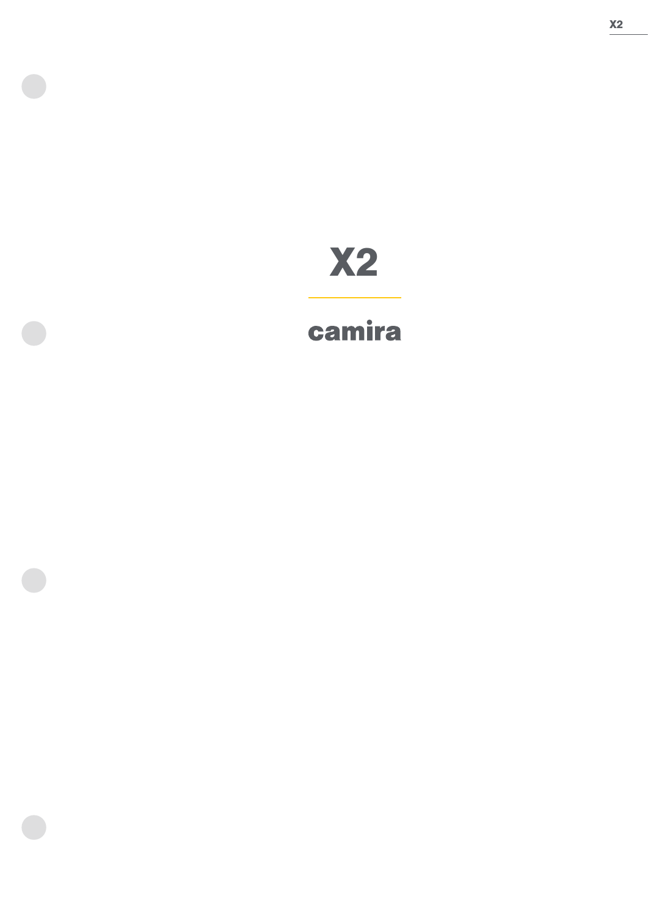# X2

---

## camira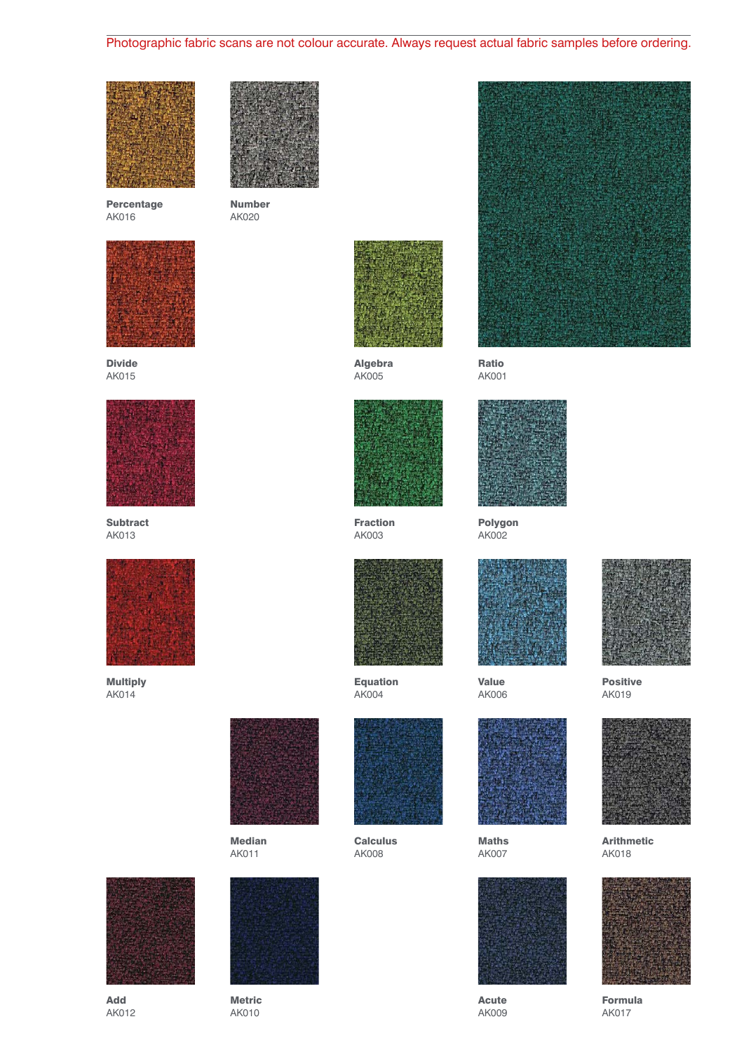Photographic fabric scans are not colour accurate. Always request actual fabric samples before ordering.

**Percentage**
AK016

**Number**
AK020

**Divide**
AK015

**Algebra**
AK005

**Ratio**
AK001

**Subtract**
AK013

**Fraction**
AK003

**Polygon**
AK002

**Multiply**
AK014

**Equation**
AK004

**Value**
AK006

**Positive**
AK019

**Median**
AK011

**Calculus**
AK008

**Maths**
AK007

**Arithmetic**
AK018

**Add**
AK012

**Metric**
AK010

**Acute**
AK009

**Formula**
AK017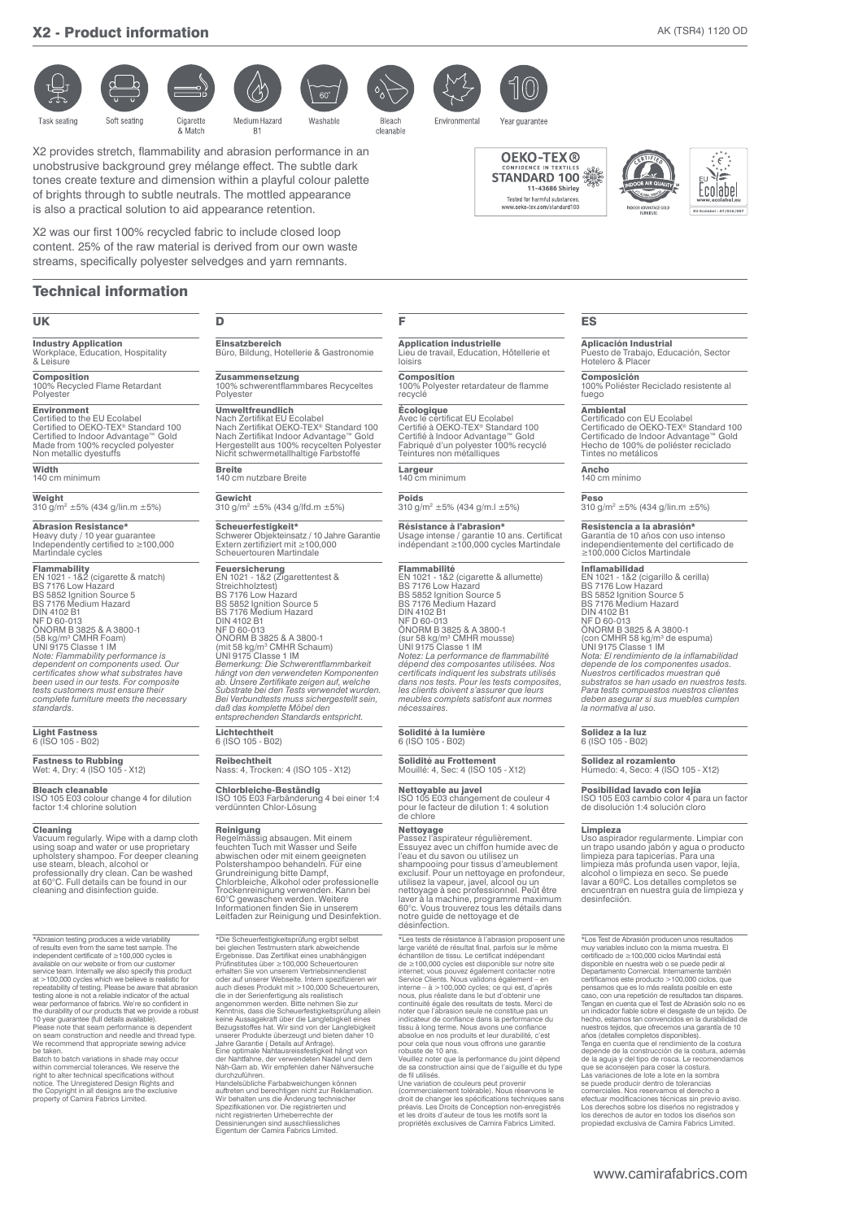# X2 - Product information

AK (TSR4) 1120 OD

Task seating | Soft seating | Cigarette & Match | Medium Hazard B1 | Washable | Bleach cleanable | Environmental | Year guarantee

X2 provides stretch, flammability and abrasion performance in an unobstrusive background grey mélange effect. The subtle dark tones create texture and dimension within a playful colour palette of brights through to subtle neutrals. The mottled appearance is also a practical solution to aid appearance retention.

X2 was our first 100% recycled fabric to include closed loop content. 25% of the raw material is derived from our own waste streams, specifically polyester selvedges and yarn remnants.

OEKO-TEX® CONFIDENCE IN TEXTILES STANDARD 100 11-43686 Shirley Tested for harmful substances. www.oeko-tex.com/standard100

INDOOR ADVANTAGE GOLD FURNITURE

EU Ecolabel www.ecolabel.eu EU Ecolabel : AT/030/007

## Technical information

### UK

**Industry Application**
Workplace, Education, Hospitality & Leisure

**Composition**
100% Recycled Flame Retardant Polyester

**Environment**
Certified to the EU Ecolabel
Certified to OEKO-TEX® Standard 100
Certified to Indoor Advantage™ Gold
Made from 100% recycled polyester
Non metallic dyestuffs

**Width**
140 cm minimum

**Weight**
310 g/m² ±5% (434 g/lin.m ±5%)

**Abrasion Resistance***
Heavy duty / 10 year guarantee
Independently certified to ≥100,000 Martindale cycles

**Flammability**
EN 1021 - 1&2 (cigarette & match)
BS 7176 Low Hazard
BS 5852 Ignition Source 5
BS 7176 Medium Hazard
DIN 4102 B1
NF D 60-013
ÖNORM B 3825 & A 3800-1
(58 kg/m³ CMHR Foam)
UNI 9175 Classe 1 IM
*Note: Flammability performance is dependent on components used. Our certificates show what substrates have been used in our tests. For composite tests customers must ensure their complete furniture meets the necessary standards.*

**Light Fastness**
6 (ISO 105 - B02)

**Fastness to Rubbing**
Wet: 4, Dry: 4 (ISO 105 - X12)

**Bleach cleanable**
ISO 105 E03 colour change 4 for dilution factor 1:4 chlorine solution

**Cleaning**
Vacuum regularly. Wipe with a damp cloth using soap and water or use proprietary upholstery shampoo. For deeper cleaning use steam, bleach, alcohol or professionally dry clean. Can be washed at 60°C. Full details can be found in our cleaning and disinfection guide.

*Abrasion testing produces a wide variability of results even from the same test sample. The independent certificate of ≥100,000 cycles is available on our website or from our customer service team. Internally we also specify this product at >100,000 cycles which we believe is realistic for repeatability of testing. Please be aware that abrasion testing alone is not a reliable indicator of the actual wear performance of fabrics. We're so confident in the durability of our products that we provide a robust 10 year guarantee (full details available).
Please note that seam performance is dependent on seam construction and needle and thread type. We recommend that appropriate sewing advice be taken.
Batch to batch variations in shade may occur within commercial tolerances. We reserve the right to alter technical specifications without notice. The Unregistered Design Rights and the Copyright in all designs are the exclusive property of Camira Fabrics Limited.

### D

**Einsatzbereich**
Büro, Bildung, Hotellerie & Gastronomie

**Zusammensetzung**
100% schwerentflammbares Recyceltes Polyester

**Umweltfreundlich**
Nach Zertifikat EU Ecolabel
Nach Zertifikat OEKO-TEX® Standard 100
Nach Zertifikat Indoor Advantage™ Gold
Hergestellt aus 100% recyceltem Polyester
Nicht schwermetallhaltige Farbstoffe

**Breite**
140 cm nutzbare Breite

**Gewicht**
310 g/m² ±5% (434 g/lfd.m ±5%)

**Scheuerfestigkeit***
Schwerer Objekteinsatz / 10 Jahre Garantie
Extern zertifiziert mit ≥100,000 Scheuertouren Martindale

**Feuersicherung**
EN 1021 - 1&2 (Zigarettentest & Streichholztest)
BS 7176 Low Hazard
BS 5852 Ignition Source 5
BS 7176 Medium Hazard
DIN 4102 B1
NF D 60-013
ÖNORM B 3825 & A 3800-1
(mit 58 kg/m³ CMHR Schaum)
UNI 9175 Classe 1 IM
*Bemerkung: Die Schwerentflammbarkeit hängt von den verwendeten Komponenten ab. Unsere Zertifikate zeigen auf, welche Substrate bei den Tests verwendet wurden. Bei Verbundtests muss sichergestellt sein, daß das komplette Möbel den entsprechenden Standards entspricht.*

**Lichtechtheit**
6 (ISO 105 - B02)

**Reibechtheit**
Nass: 4, Trocken: 4 (ISO 105 - X12)

**Chlorbleiche-Beständig**
ISO 105 E03 Farbänderung 4 bei einer 1:4 verdünnten Chlor-Lösung

**Reinigung**
Regelmässig absaugen. Mit einem feuchten Tuch mit Wasser und Seife abwischen oder mit einem geeigneten Polstershampoo behandeln. Für eine Grundreinigung bitte Dampf, Chlorbleiche, Alkohol oder professionelle Trockenreinigung verwenden. Kann bei 60°C gewaschen werden. Weitere Informationen finden Sie in unserem Leitfaden zur Reinigung und Desinfektion.

*Die Scheuerfestigkeitsprüfung ergibt selbst bei gleichen Testmustern stark abweichende Ergebnisse. Das Zertifikat eines unabhängigen Prüfinstitutes über ≥100,000 Scheuertouren erhalten Sie von unserem Vertriebsinnendienst oder auf unserer Webseite. Intern spezifizieren wir auch dieses Produkt mit >100,000 Scheuertouren, die in der Serienfertigung als realistisch angenommen werden. Bitte nehmen Sie zur Kenntnis, dass die Scheuerfestigkeitsprüfung allein keine Aussagekraft über die Langlebigkeit eines Bezugsstoffes hat. Wir sind von der Langlebigkeit unserer Produkte überzeugt und bieten daher 10 Jahre Garantie ( Details auf Anfrage).
Eine optimale Nahtausreissfestigkeit hängt von der Nahtfahne, der verwendeten Nadel und dem Näh-Garn ab. Wir empfehlen daher Nähversuche durchzuführen.
Handelsübliche Farbabweichungen können auftreten und berechtigen nicht zur Reklamation. Wir behalten uns die Änderung technischer Spezifikationen vor. Die registrierten und nicht registrierten Urheberrechte der Dessinierungen sind ausschliessliches Eigentum der Camira Fabrics Limited.

### F

**Application industrielle**
Lieu de travail, Education, Hôtellerie et loisirs

**Composition**
100% Polyester retardateur de flamme recyclé

**Écologique**
Avec le certificat EU Ecolabel
Certifié à OEKO-TEX® Standard 100
Certifié à Indoor Advantage™ Gold
Fabriqué d'un polyester 100% recyclé
Teintures non métalliques

**Largeur**
140 cm minimum

**Poids**
310 g/m² ±5% (434 g/m.l ±5%)

**Résistance à l'abrasion***
Usage intense / garantie 10 ans. Certificat indépendant ≥100,000 cycles Martindale

**Flammabilité**
EN 1021 - 1&2 (cigarette & allumette)
BS 7176 Low Hazard
BS 5852 Ignition Source 5
BS 7176 Medium Hazard
DIN 4102 B1
NF D 60-013
ÖNORM B 3825 & A 3800-1
(sur 58 kg/m³ CMHR mousse)
UNI 9175 Classe 1 IM
*Notez: La performance de flammabilité dépend des composantes utilisées. Nos certificats indiquent les substrats utilisés dans nos tests. Pour les tests composites, les clients doivent s'assurer que leurs meubles complets satisfont aux normes nécessaires.*

**Solidité à la lumière**
6 (ISO 105 - B02)

**Solidité au Frottement**
Mouillé: 4, Sec: 4 (ISO 105 - X12)

**Nettoyable au javel**
ISO 105 E03 changement de couleur 4 pour le facteur de dilution 1: 4 solution de chlore

**Nettoyage**
Passez l'aspirateur régulièrement. Essuyez avec un chiffon humide avec de l'eau et du savon ou utilisez un shampooing pour tissus d'ameublement exclusif. Pour un nettoyage en profondeur, utilisez la vapeur, javel, alcool ou un nettoyage à sec professionnel. Peût être laver à la machine, programme maximum 60°c. Vous trouverez tous les détails dans notre guide de nettoyage et de désinfection.

*Les tests de résistance à l'abrasion proposent une large variété de résultat final, parfois sur le même échantillon de tissu. Le certificat indépendant de ≥100,000 cycles est disponible sur notre site internet; vous pouvez également contacter notre Service Clients. Nous validons également – en interne – à >100,000 cycles; ce qui est, d'après nous, plus réaliste dans le but d'obtenir une continuité égale des resultats de tests. Merci de noter que l'abrasion seule ne constitue pas un indicateur de confiance dans la performance du tissu à long terme. Nous avons une confiance absolue en nos produits et leur durabilité, c'est pour cela que nous vous offrons une garantie robuste de 10 ans.
Veuillez noter que la performance du joint dépend de sa construction ainsi que de l'aiguille et du type de fil utilisés.
Une variation de couleurs peut provenir (commercialement tolérable). Nous réservons le droit de changer les spécifications techniques sans préavis. Les Droits de Conception non-enregistrés et les droits d'auteur de tous les motifs sont la propriétés exclusives de Camira Fabrics Limited.

### ES

**Aplicación Industrial**
Puesto de Trabajo, Educación, Sector Hotelero & Placer

**Composición**
100% Poliéster Reciclado resistente al fuego

**Ambiental**
Certificado con EU Ecolabel
Certificado de OEKO-TEX® Standard 100
Certificado de Indoor Advantage™ Gold
Hecho de 100% de poliéster reciclado
Tintes no metálicos

**Ancho**
140 cm mínimo

**Peso**
310 g/m² ±5% (434 g/lin.m ±5%)

**Resistencia a la abrasión***
Garantía de 10 años con uso intenso independientemente del certificado de ≥100,000 Ciclos Martindale

**Inflamabilidad**
EN 1021 - 1&2 (cigarillo & cerilla)
BS 7176 Low Hazard
BS 5852 Ignition Source 5
BS 7176 Medium Hazard
DIN 4102 B1
NF D 60-013
ÖNORM B 3825 & A 3800-1
(con CMHR 58 kg/m³ de espuma)
UNI 9175 Classe 1 IM
*Nota: El rendimiento de la inflamabilidad depende de los componentes usados. Nuestros certificados muestran qué substratos se han usado en nuestros tests. Para tests compuestos nuestros clientes deben asegurar si sus muebles cumplen la normativa al uso.*

**Solidez a la luz**
6 (ISO 105 - B02)

**Solidez al rozamiento**
Húmedo: 4, Seco: 4 (ISO 105 - X12)

**Posibilidad lavado con lejía**
ISO 105 E03 cambio color 4 para un factor de disolución 1:4 solución cloro

**Limpieza**
Uso aspirador regularmente. Limpiar con un trapo usando jabón y agua o producto limpieza para tapicerías. Para una limpieza más profunda usen vapor, lejía, alcohol o limpieza en seco. Se puede lavar a 60ºC. Los detalles completos se encuentran en nuestra guía de limpieza y desinfección.

*Los Test de Abrasión producen unos resultados muy variables incluso con la misma muestra. El certificado de ≥100,000 ciclos Martindal está disponible en nuestra web o se puede pedir al Departamento Comercial. Internamente también certificamos este producto >100,000 ciclos, que pensamos que es lo más realista posible en este caso, con una repetición de resultados tan dispares. Tengan en cuenta que el Test de Abrasión solo no es un indicador fiable sobre el desgaste de un tejido. De hecho, estamos tan convencidos en la durabilidad de nuestros tejidos, que ofrecemos una garantía de 10 años (detalles completos disponibles).
Tenga en cuenta que el rendimiento de la costura depende de la construcción de la costura, además de la aguja y del tipo de rosca. Le recomendamos que se aconsejen para coser la costura.
Las variaciones de lote a lote en la sombra se puede producir dentro de tolerancias comerciales. Nos reservamos el derecho a efectuar modificaciones técnicas sin previo aviso. Los derechos sobre los diseños no registrados y los derechos de autor en todos los diseños son propiedad exclusiva de Camira Fabrics Limited.

www.camirafabrics.com